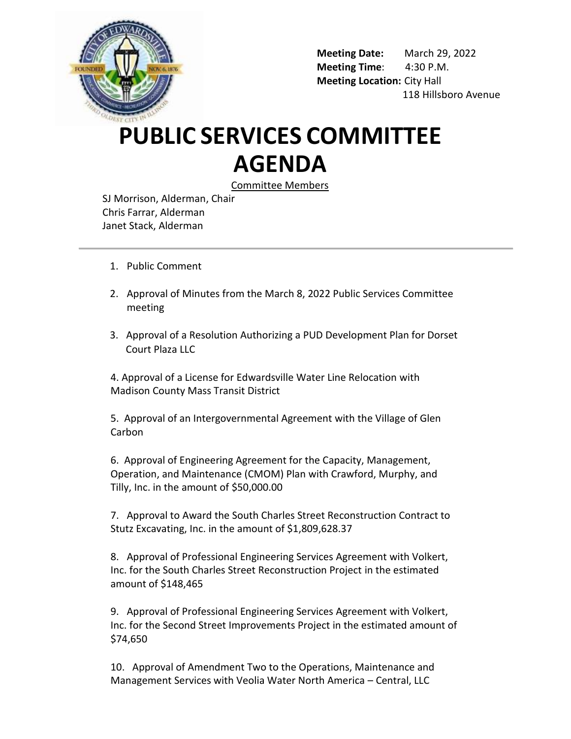**Meeting Date:** March 29, 2022
**Meeting Time**: 4:30 P.M.
**Meeting Location:** City Hall
118 Hillsboro Avenue

# PUBLIC SERVICES COMMITTEE AGENDA

Committee Members

SJ Morrison, Alderman, Chair
Chris Farrar, Alderman
Janet Stack, Alderman

---

1. Public Comment

2. Approval of Minutes from the March 8, 2022 Public Services Committee meeting

3. Approval of a Resolution Authorizing a PUD Development Plan for Dorset Court Plaza LLC

4. Approval of a License for Edwardsville Water Line Relocation with Madison County Mass Transit District

5. Approval of an Intergovernmental Agreement with the Village of Glen Carbon

6. Approval of Engineering Agreement for the Capacity, Management, Operation, and Maintenance (CMOM) Plan with Crawford, Murphy, and Tilly, Inc. in the amount of $50,000.00

7. Approval to Award the South Charles Street Reconstruction Contract to Stutz Excavating, Inc. in the amount of $1,809,628.37

8. Approval of Professional Engineering Services Agreement with Volkert, Inc. for the South Charles Street Reconstruction Project in the estimated amount of $148,465

9. Approval of Professional Engineering Services Agreement with Volkert, Inc. for the Second Street Improvements Project in the estimated amount of $74,650

10. Approval of Amendment Two to the Operations, Maintenance and Management Services with Veolia Water North America – Central, LLC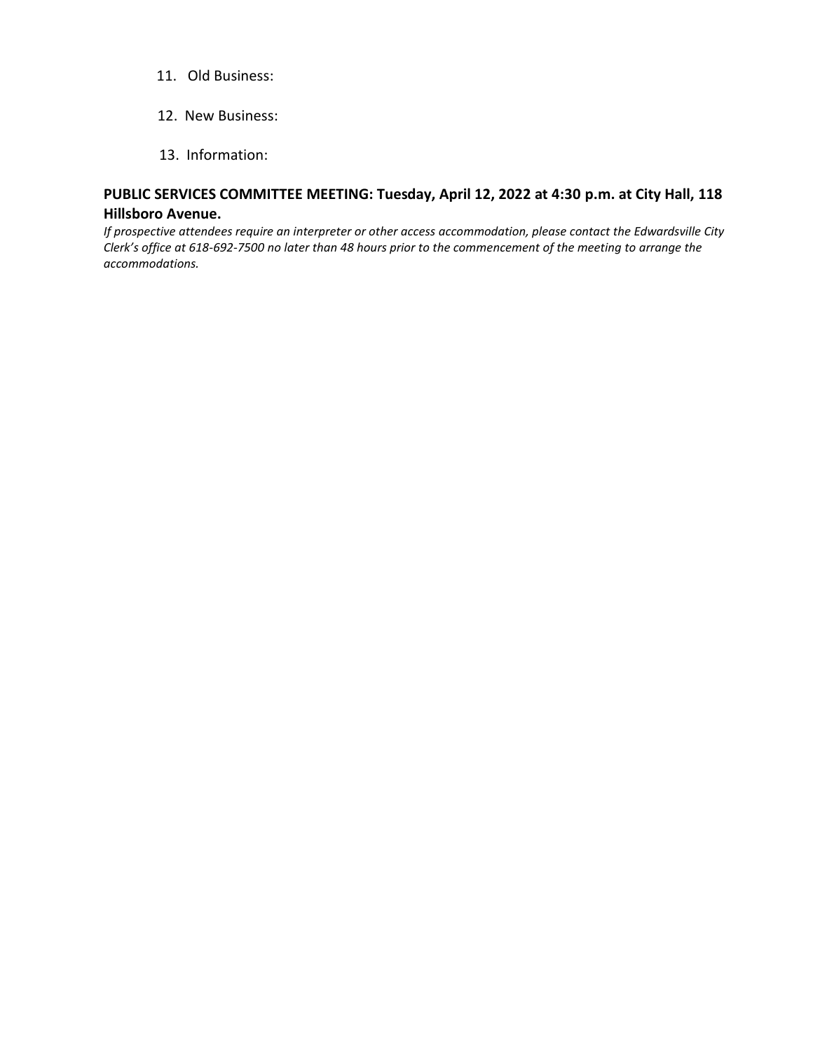11. Old Business:

12. New Business:

13. Information:

**PUBLIC SERVICES COMMITTEE MEETING: Tuesday, April 12, 2022 at 4:30 p.m. at City Hall, 118 Hillsboro Avenue.**

*If prospective attendees require an interpreter or other access accommodation, please contact the Edwardsville City Clerk's office at 618-692-7500 no later than 48 hours prior to the commencement of the meeting to arrange the accommodations.*